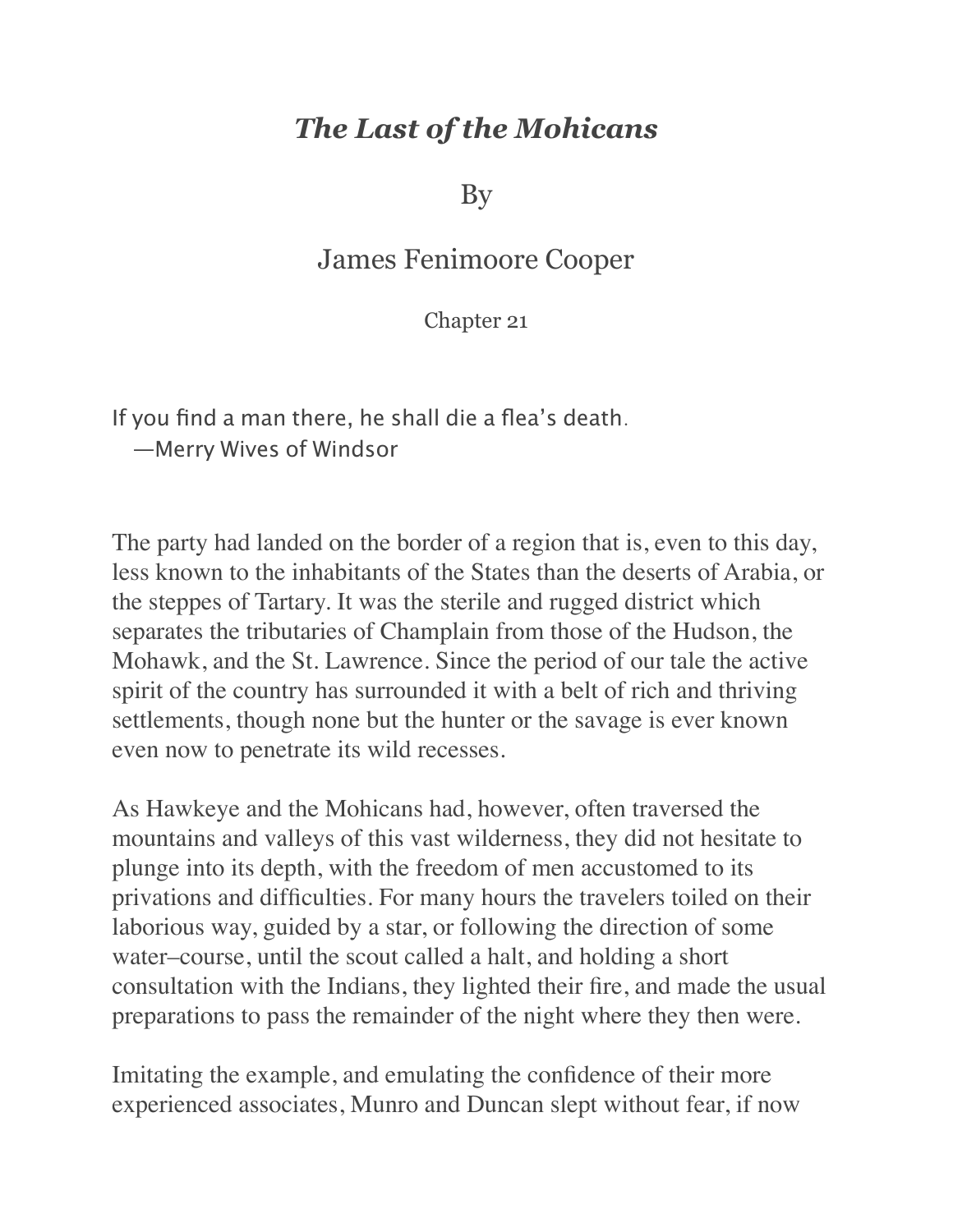# *The Last of the Mohicans*

By

James Fenimoore Cooper

## Chapter 21

If you find a man there, he shall die a flea's death.
—Merry Wives of Windsor

The party had landed on the border of a region that is, even to this day, less known to the inhabitants of the States than the deserts of Arabia, or the steppes of Tartary. It was the sterile and rugged district which separates the tributaries of Champlain from those of the Hudson, the Mohawk, and the St. Lawrence. Since the period of our tale the active spirit of the country has surrounded it with a belt of rich and thriving settlements, though none but the hunter or the savage is ever known even now to penetrate its wild recesses.

As Hawkeye and the Mohicans had, however, often traversed the mountains and valleys of this vast wilderness, they did not hesitate to plunge into its depth, with the freedom of men accustomed to its privations and difficulties. For many hours the travelers toiled on their laborious way, guided by a star, or following the direction of some water–course, until the scout called a halt, and holding a short consultation with the Indians, they lighted their fire, and made the usual preparations to pass the remainder of the night where they then were.

Imitating the example, and emulating the confidence of their more experienced associates, Munro and Duncan slept without fear, if now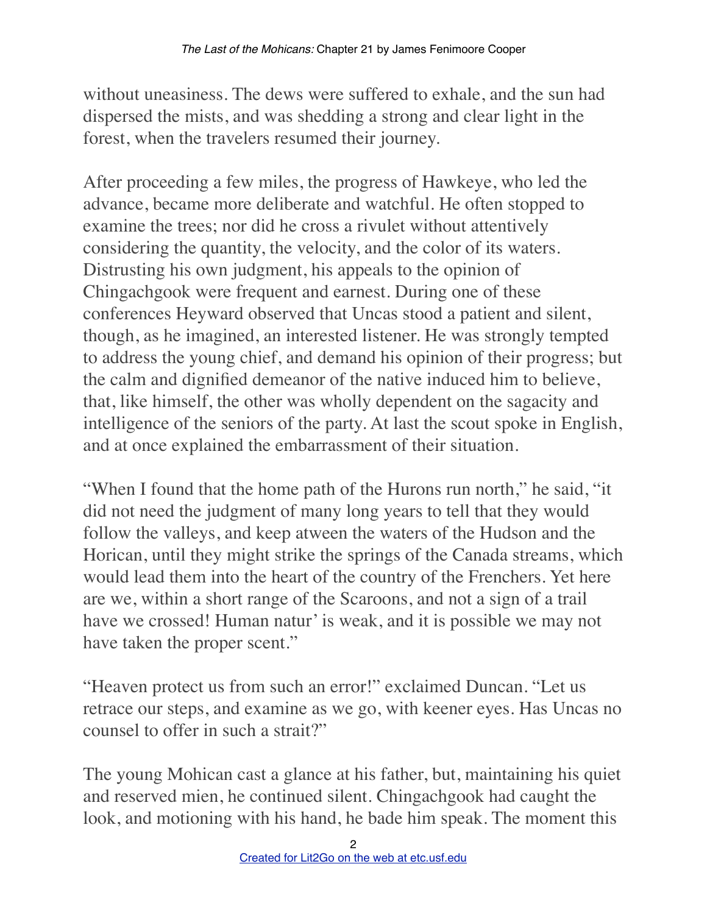without uneasiness. The dews were suffered to exhale, and the sun had dispersed the mists, and was shedding a strong and clear light in the forest, when the travelers resumed their journey.

After proceeding a few miles, the progress of Hawkeye, who led the advance, became more deliberate and watchful. He often stopped to examine the trees; nor did he cross a rivulet without attentively considering the quantity, the velocity, and the color of its waters. Distrusting his own judgment, his appeals to the opinion of Chingachgook were frequent and earnest. During one of these conferences Heyward observed that Uncas stood a patient and silent, though, as he imagined, an interested listener. He was strongly tempted to address the young chief, and demand his opinion of their progress; but the calm and dignified demeanor of the native induced him to believe, that, like himself, the other was wholly dependent on the sagacity and intelligence of the seniors of the party. At last the scout spoke in English, and at once explained the embarrassment of their situation.

"When I found that the home path of the Hurons run north," he said, "it did not need the judgment of many long years to tell that they would follow the valleys, and keep atween the waters of the Hudson and the Horican, until they might strike the springs of the Canada streams, which would lead them into the heart of the country of the Frenchers. Yet here are we, within a short range of the Scaroons, and not a sign of a trail have we crossed! Human natur' is weak, and it is possible we may not have taken the proper scent."

"Heaven protect us from such an error!" exclaimed Duncan. "Let us retrace our steps, and examine as we go, with keener eyes. Has Uncas no counsel to offer in such a strait?"

The young Mohican cast a glance at his father, but, maintaining his quiet and reserved mien, he continued silent. Chingachgook had caught the look, and motioning with his hand, he bade him speak. The moment this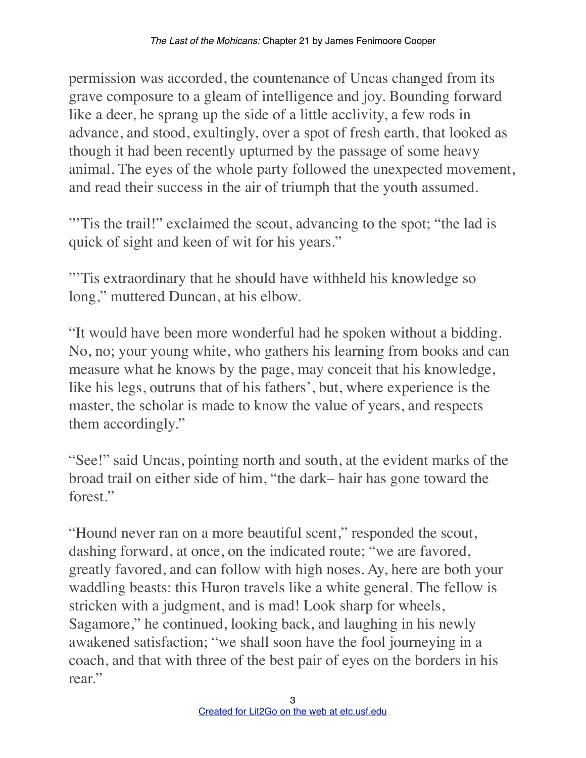permission was accorded, the countenance of Uncas changed from its grave composure to a gleam of intelligence and joy. Bounding forward like a deer, he sprang up the side of a little acclivity, a few rods in advance, and stood, exultingly, over a spot of fresh earth, that looked as though it had been recently upturned by the passage of some heavy animal. The eyes of the whole party followed the unexpected movement, and read their success in the air of triumph that the youth assumed.

"'Tis the trail!" exclaimed the scout, advancing to the spot; "the lad is quick of sight and keen of wit for his years."

"'Tis extraordinary that he should have withheld his knowledge so long," muttered Duncan, at his elbow.

"It would have been more wonderful had he spoken without a bidding. No, no; your young white, who gathers his learning from books and can measure what he knows by the page, may conceit that his knowledge, like his legs, outruns that of his fathers', but, where experience is the master, the scholar is made to know the value of years, and respects them accordingly."

"See!" said Uncas, pointing north and south, at the evident marks of the broad trail on either side of him, "the dark– hair has gone toward the forest."

"Hound never ran on a more beautiful scent," responded the scout, dashing forward, at once, on the indicated route; "we are favored, greatly favored, and can follow with high noses. Ay, here are both your waddling beasts: this Huron travels like a white general. The fellow is stricken with a judgment, and is mad! Look sharp for wheels, Sagamore," he continued, looking back, and laughing in his newly awakened satisfaction; "we shall soon have the fool journeying in a coach, and that with three of the best pair of eyes on the borders in his rear."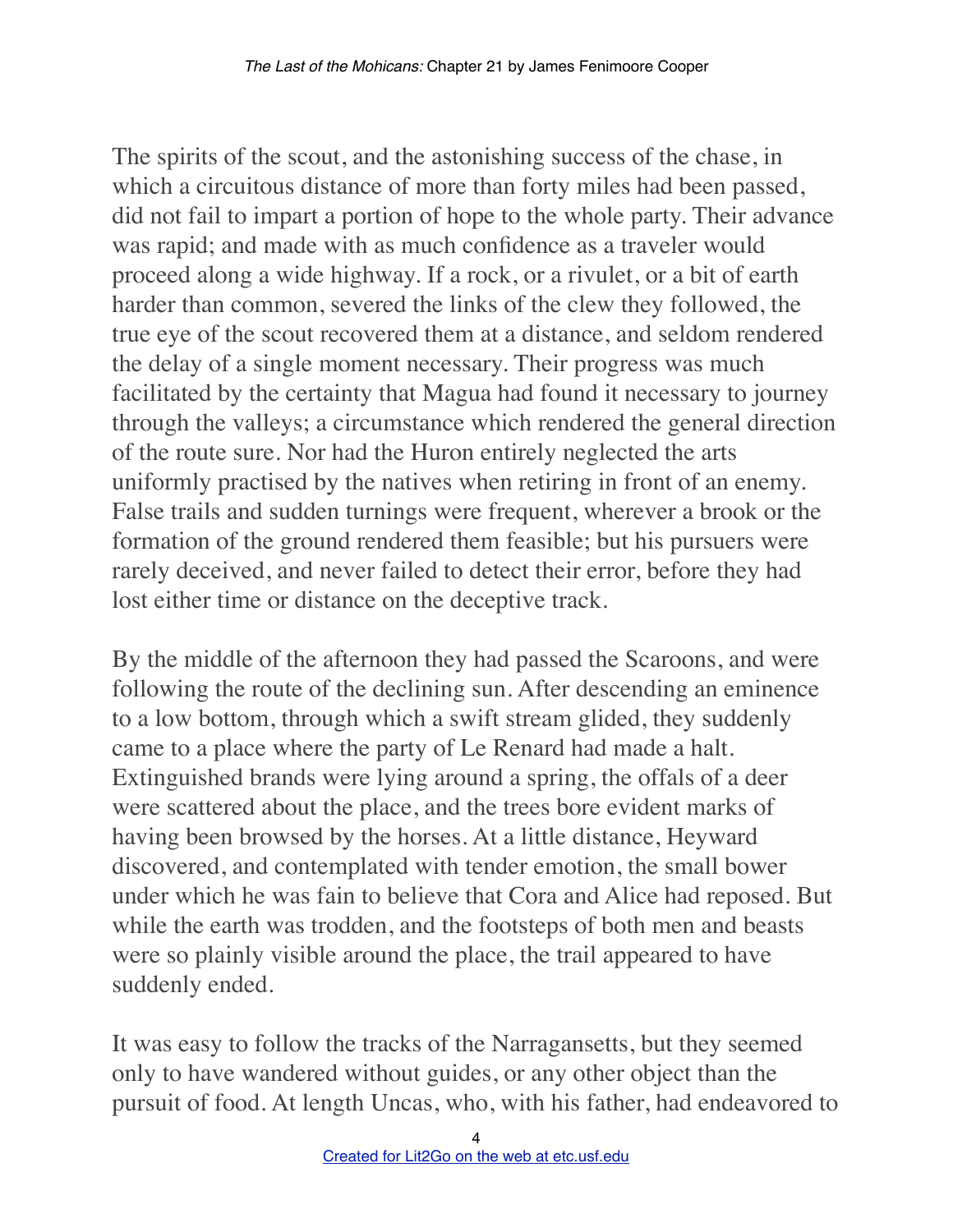The spirits of the scout, and the astonishing success of the chase, in which a circuitous distance of more than forty miles had been passed, did not fail to impart a portion of hope to the whole party. Their advance was rapid; and made with as much confidence as a traveler would proceed along a wide highway. If a rock, or a rivulet, or a bit of earth harder than common, severed the links of the clew they followed, the true eye of the scout recovered them at a distance, and seldom rendered the delay of a single moment necessary. Their progress was much facilitated by the certainty that Magua had found it necessary to journey through the valleys; a circumstance which rendered the general direction of the route sure. Nor had the Huron entirely neglected the arts uniformly practised by the natives when retiring in front of an enemy. False trails and sudden turnings were frequent, wherever a brook or the formation of the ground rendered them feasible; but his pursuers were rarely deceived, and never failed to detect their error, before they had lost either time or distance on the deceptive track.

By the middle of the afternoon they had passed the Scaroons, and were following the route of the declining sun. After descending an eminence to a low bottom, through which a swift stream glided, they suddenly came to a place where the party of Le Renard had made a halt. Extinguished brands were lying around a spring, the offals of a deer were scattered about the place, and the trees bore evident marks of having been browsed by the horses. At a little distance, Heyward discovered, and contemplated with tender emotion, the small bower under which he was fain to believe that Cora and Alice had reposed. But while the earth was trodden, and the footsteps of both men and beasts were so plainly visible around the place, the trail appeared to have suddenly ended.

It was easy to follow the tracks of the Narragansetts, but they seemed only to have wandered without guides, or any other object than the pursuit of food. At length Uncas, who, with his father, had endeavored to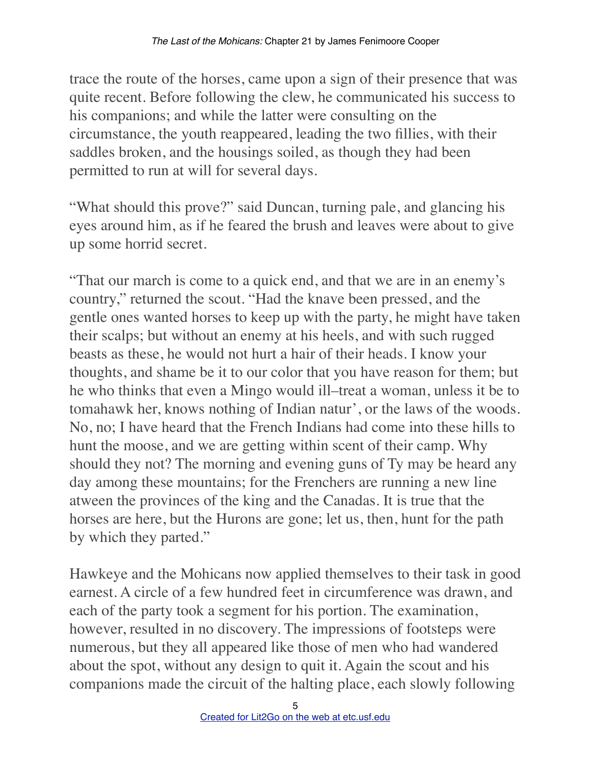trace the route of the horses, came upon a sign of their presence that was quite recent. Before following the clew, he communicated his success to his companions; and while the latter were consulting on the circumstance, the youth reappeared, leading the two fillies, with their saddles broken, and the housings soiled, as though they had been permitted to run at will for several days.

"What should this prove?" said Duncan, turning pale, and glancing his eyes around him, as if he feared the brush and leaves were about to give up some horrid secret.

"That our march is come to a quick end, and that we are in an enemy's country," returned the scout. "Had the knave been pressed, and the gentle ones wanted horses to keep up with the party, he might have taken their scalps; but without an enemy at his heels, and with such rugged beasts as these, he would not hurt a hair of their heads. I know your thoughts, and shame be it to our color that you have reason for them; but he who thinks that even a Mingo would ill–treat a woman, unless it be to tomahawk her, knows nothing of Indian natur', or the laws of the woods. No, no; I have heard that the French Indians had come into these hills to hunt the moose, and we are getting within scent of their camp. Why should they not? The morning and evening guns of Ty may be heard any day among these mountains; for the Frenchers are running a new line atween the provinces of the king and the Canadas. It is true that the horses are here, but the Hurons are gone; let us, then, hunt for the path by which they parted."

Hawkeye and the Mohicans now applied themselves to their task in good earnest. A circle of a few hundred feet in circumference was drawn, and each of the party took a segment for his portion. The examination, however, resulted in no discovery. The impressions of footsteps were numerous, but they all appeared like those of men who had wandered about the spot, without any design to quit it. Again the scout and his companions made the circuit of the halting place, each slowly following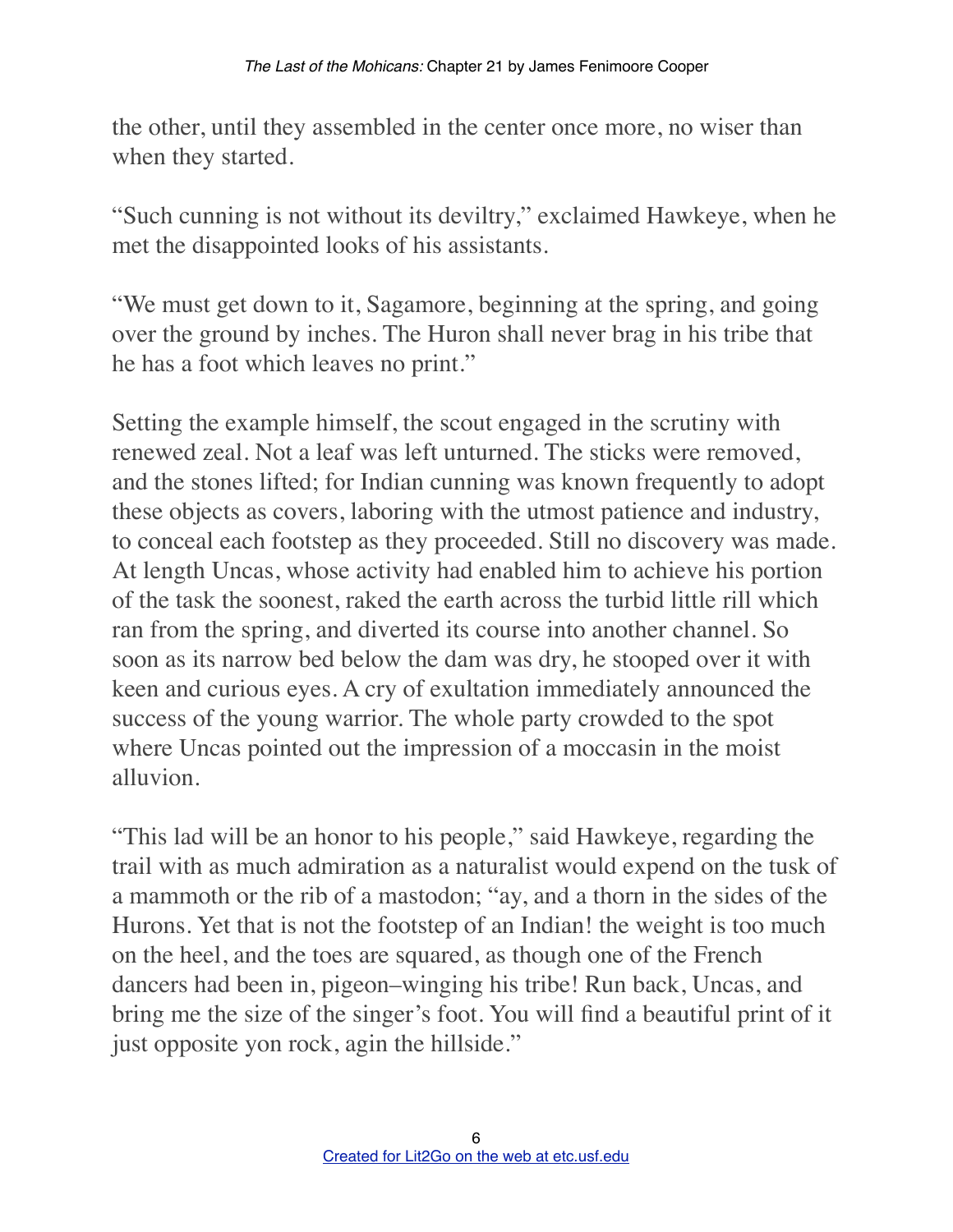the other, until they assembled in the center once more, no wiser than when they started.

"Such cunning is not without its deviltry," exclaimed Hawkeye, when he met the disappointed looks of his assistants.

"We must get down to it, Sagamore, beginning at the spring, and going over the ground by inches. The Huron shall never brag in his tribe that he has a foot which leaves no print."

Setting the example himself, the scout engaged in the scrutiny with renewed zeal. Not a leaf was left unturned. The sticks were removed, and the stones lifted; for Indian cunning was known frequently to adopt these objects as covers, laboring with the utmost patience and industry, to conceal each footstep as they proceeded. Still no discovery was made. At length Uncas, whose activity had enabled him to achieve his portion of the task the soonest, raked the earth across the turbid little rill which ran from the spring, and diverted its course into another channel. So soon as its narrow bed below the dam was dry, he stooped over it with keen and curious eyes. A cry of exultation immediately announced the success of the young warrior. The whole party crowded to the spot where Uncas pointed out the impression of a moccasin in the moist alluvion.

"This lad will be an honor to his people," said Hawkeye, regarding the trail with as much admiration as a naturalist would expend on the tusk of a mammoth or the rib of a mastodon; "ay, and a thorn in the sides of the Hurons. Yet that is not the footstep of an Indian! the weight is too much on the heel, and the toes are squared, as though one of the French dancers had been in, pigeon–winging his tribe! Run back, Uncas, and bring me the size of the singer's foot. You will find a beautiful print of it just opposite yon rock, agin the hillside."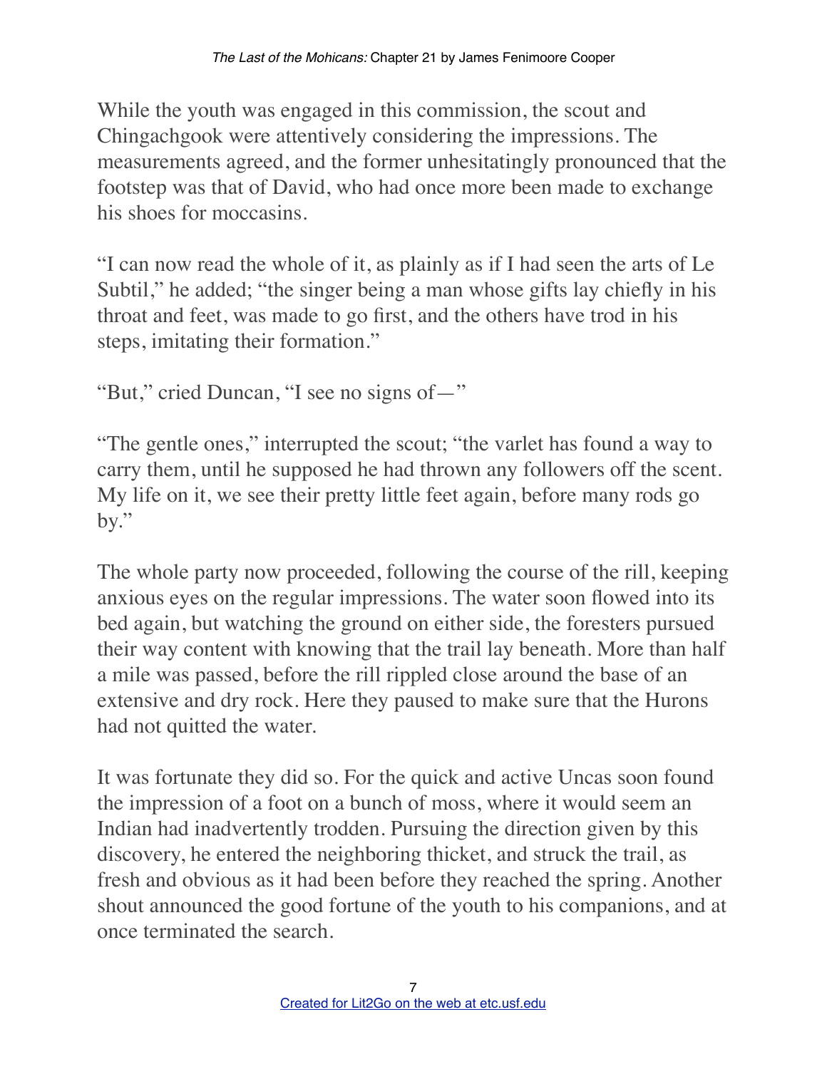While the youth was engaged in this commission, the scout and Chingachgook were attentively considering the impressions. The measurements agreed, and the former unhesitatingly pronounced that the footstep was that of David, who had once more been made to exchange his shoes for moccasins.

"I can now read the whole of it, as plainly as if I had seen the arts of Le Subtil," he added; "the singer being a man whose gifts lay chiefly in his throat and feet, was made to go first, and the others have trod in his steps, imitating their formation."

"But," cried Duncan, "I see no signs of—"

"The gentle ones," interrupted the scout; "the varlet has found a way to carry them, until he supposed he had thrown any followers off the scent. My life on it, we see their pretty little feet again, before many rods go by."

The whole party now proceeded, following the course of the rill, keeping anxious eyes on the regular impressions. The water soon flowed into its bed again, but watching the ground on either side, the foresters pursued their way content with knowing that the trail lay beneath. More than half a mile was passed, before the rill rippled close around the base of an extensive and dry rock. Here they paused to make sure that the Hurons had not quitted the water.

It was fortunate they did so. For the quick and active Uncas soon found the impression of a foot on a bunch of moss, where it would seem an Indian had inadvertently trodden. Pursuing the direction given by this discovery, he entered the neighboring thicket, and struck the trail, as fresh and obvious as it had been before they reached the spring. Another shout announced the good fortune of the youth to his companions, and at once terminated the search.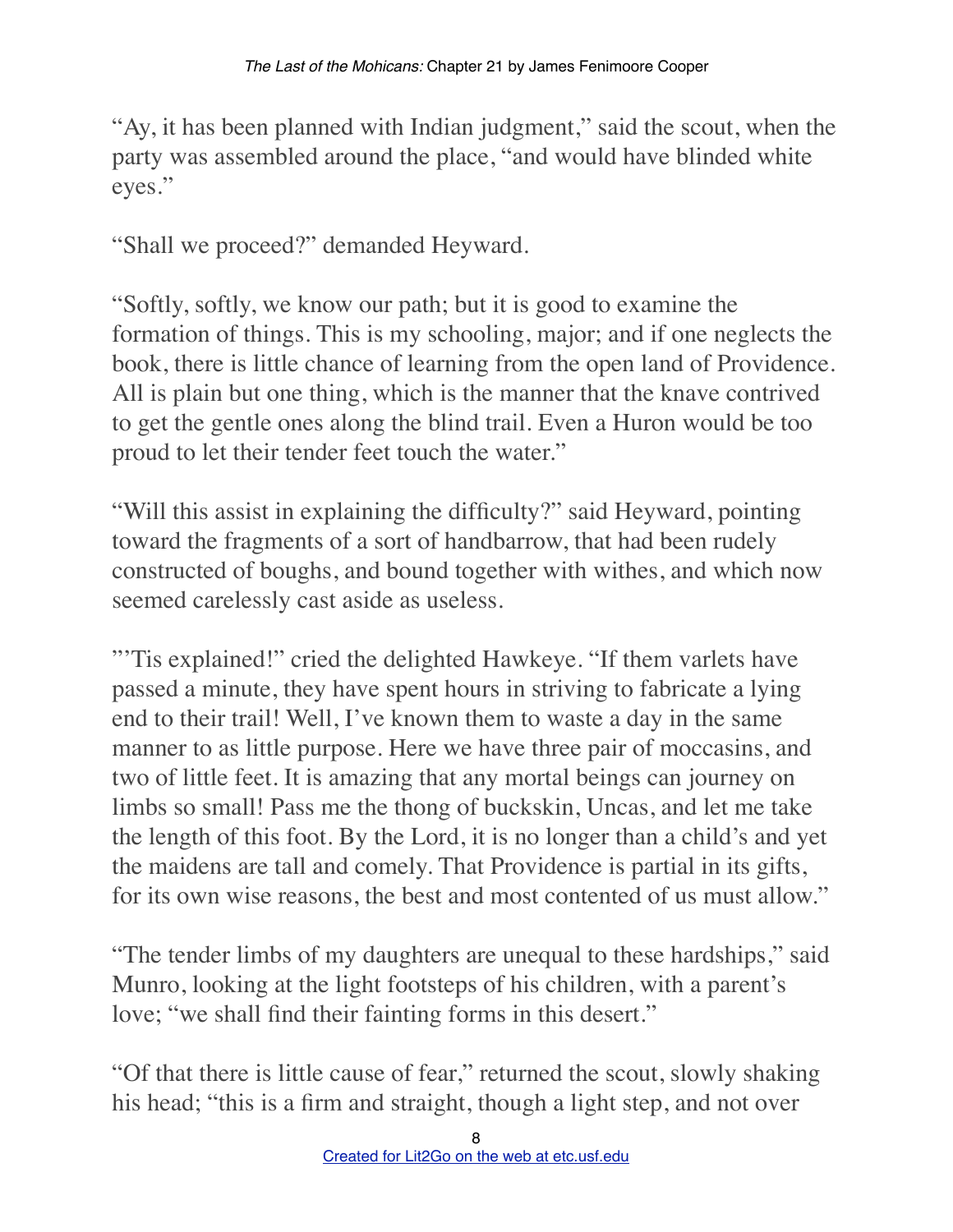"Ay, it has been planned with Indian judgment," said the scout, when the party was assembled around the place, "and would have blinded white eyes."

"Shall we proceed?" demanded Heyward.

"Softly, softly, we know our path; but it is good to examine the formation of things. This is my schooling, major; and if one neglects the book, there is little chance of learning from the open land of Providence. All is plain but one thing, which is the manner that the knave contrived to get the gentle ones along the blind trail. Even a Huron would be too proud to let their tender feet touch the water."

"Will this assist in explaining the difficulty?" said Heyward, pointing toward the fragments of a sort of handbarrow, that had been rudely constructed of boughs, and bound together with withes, and which now seemed carelessly cast aside as useless.

"'Tis explained!" cried the delighted Hawkeye. "If them varlets have passed a minute, they have spent hours in striving to fabricate a lying end to their trail! Well, I've known them to waste a day in the same manner to as little purpose. Here we have three pair of moccasins, and two of little feet. It is amazing that any mortal beings can journey on limbs so small! Pass me the thong of buckskin, Uncas, and let me take the length of this foot. By the Lord, it is no longer than a child's and yet the maidens are tall and comely. That Providence is partial in its gifts, for its own wise reasons, the best and most contented of us must allow."

"The tender limbs of my daughters are unequal to these hardships," said Munro, looking at the light footsteps of his children, with a parent's love; "we shall find their fainting forms in this desert."

"Of that there is little cause of fear," returned the scout, slowly shaking his head; "this is a firm and straight, though a light step, and not over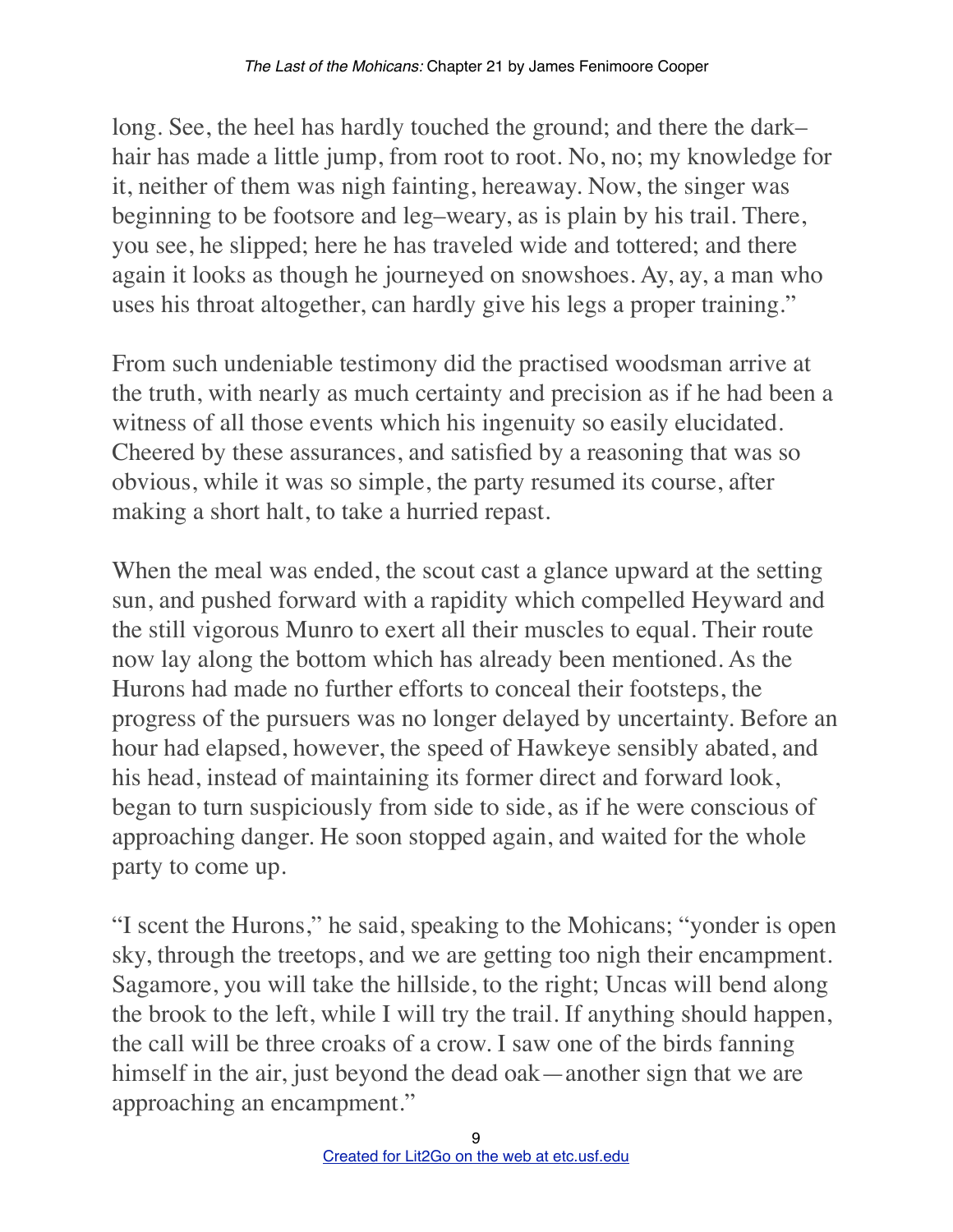long. See, the heel has hardly touched the ground; and there the dark–hair has made a little jump, from root to root. No, no; my knowledge for it, neither of them was nigh fainting, hereaway. Now, the singer was beginning to be footsore and leg–weary, as is plain by his trail. There, you see, he slipped; here he has traveled wide and tottered; and there again it looks as though he journeyed on snowshoes. Ay, ay, a man who uses his throat altogether, can hardly give his legs a proper training."

From such undeniable testimony did the practised woodsman arrive at the truth, with nearly as much certainty and precision as if he had been a witness of all those events which his ingenuity so easily elucidated. Cheered by these assurances, and satisfied by a reasoning that was so obvious, while it was so simple, the party resumed its course, after making a short halt, to take a hurried repast.

When the meal was ended, the scout cast a glance upward at the setting sun, and pushed forward with a rapidity which compelled Heyward and the still vigorous Munro to exert all their muscles to equal. Their route now lay along the bottom which has already been mentioned. As the Hurons had made no further efforts to conceal their footsteps, the progress of the pursuers was no longer delayed by uncertainty. Before an hour had elapsed, however, the speed of Hawkeye sensibly abated, and his head, instead of maintaining its former direct and forward look, began to turn suspiciously from side to side, as if he were conscious of approaching danger. He soon stopped again, and waited for the whole party to come up.

"I scent the Hurons," he said, speaking to the Mohicans; "yonder is open sky, through the treetops, and we are getting too nigh their encampment. Sagamore, you will take the hillside, to the right; Uncas will bend along the brook to the left, while I will try the trail. If anything should happen, the call will be three croaks of a crow. I saw one of the birds fanning himself in the air, just beyond the dead oak—another sign that we are approaching an encampment."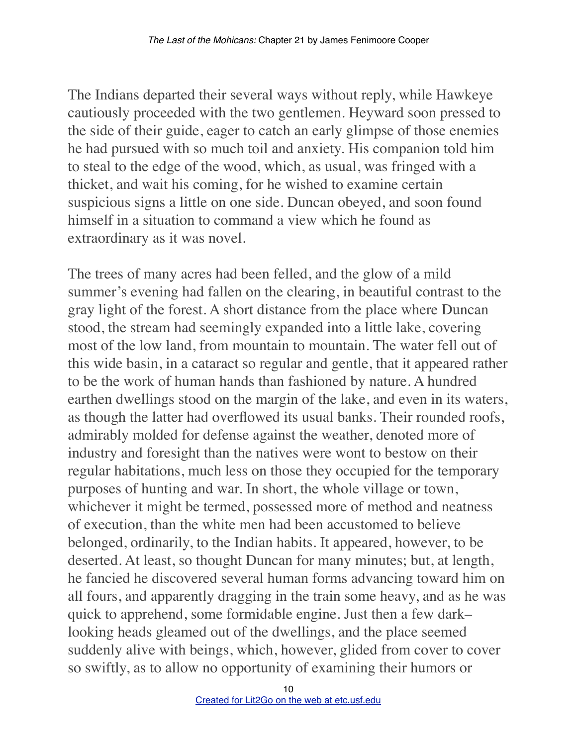The Indians departed their several ways without reply, while Hawkeye cautiously proceeded with the two gentlemen. Heyward soon pressed to the side of their guide, eager to catch an early glimpse of those enemies he had pursued with so much toil and anxiety. His companion told him to steal to the edge of the wood, which, as usual, was fringed with a thicket, and wait his coming, for he wished to examine certain suspicious signs a little on one side. Duncan obeyed, and soon found himself in a situation to command a view which he found as extraordinary as it was novel.

The trees of many acres had been felled, and the glow of a mild summer's evening had fallen on the clearing, in beautiful contrast to the gray light of the forest. A short distance from the place where Duncan stood, the stream had seemingly expanded into a little lake, covering most of the low land, from mountain to mountain. The water fell out of this wide basin, in a cataract so regular and gentle, that it appeared rather to be the work of human hands than fashioned by nature. A hundred earthen dwellings stood on the margin of the lake, and even in its waters, as though the latter had overflowed its usual banks. Their rounded roofs, admirably molded for defense against the weather, denoted more of industry and foresight than the natives were wont to bestow on their regular habitations, much less on those they occupied for the temporary purposes of hunting and war. In short, the whole village or town, whichever it might be termed, possessed more of method and neatness of execution, than the white men had been accustomed to believe belonged, ordinarily, to the Indian habits. It appeared, however, to be deserted. At least, so thought Duncan for many minutes; but, at length, he fancied he discovered several human forms advancing toward him on all fours, and apparently dragging in the train some heavy, and as he was quick to apprehend, some formidable engine. Just then a few dark–looking heads gleamed out of the dwellings, and the place seemed suddenly alive with beings, which, however, glided from cover to cover so swiftly, as to allow no opportunity of examining their humors or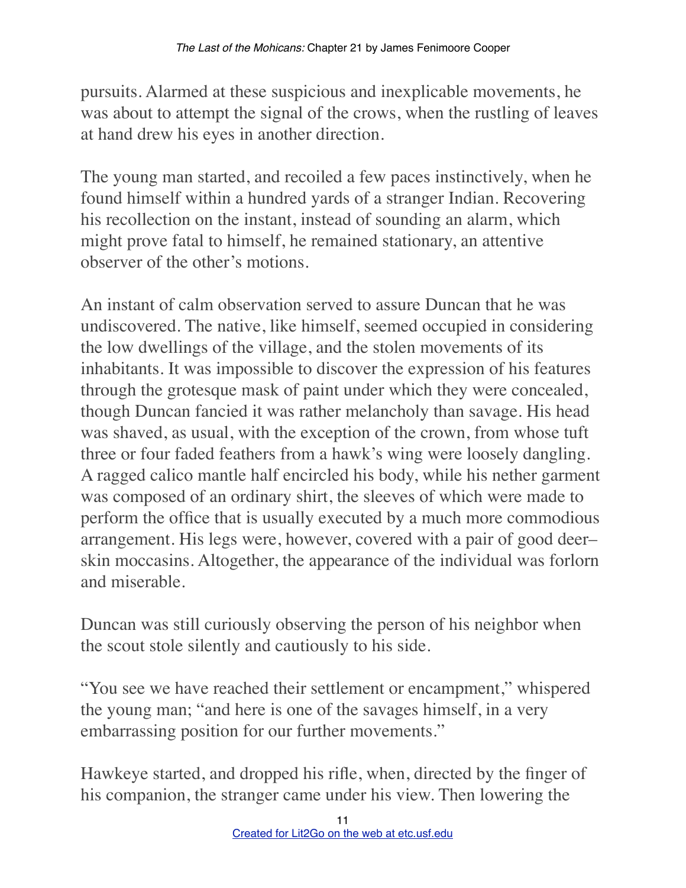pursuits. Alarmed at these suspicious and inexplicable movements, he was about to attempt the signal of the crows, when the rustling of leaves at hand drew his eyes in another direction.

The young man started, and recoiled a few paces instinctively, when he found himself within a hundred yards of a stranger Indian. Recovering his recollection on the instant, instead of sounding an alarm, which might prove fatal to himself, he remained stationary, an attentive observer of the other's motions.

An instant of calm observation served to assure Duncan that he was undiscovered. The native, like himself, seemed occupied in considering the low dwellings of the village, and the stolen movements of its inhabitants. It was impossible to discover the expression of his features through the grotesque mask of paint under which they were concealed, though Duncan fancied it was rather melancholy than savage. His head was shaved, as usual, with the exception of the crown, from whose tuft three or four faded feathers from a hawk's wing were loosely dangling. A ragged calico mantle half encircled his body, while his nether garment was composed of an ordinary shirt, the sleeves of which were made to perform the office that is usually executed by a much more commodious arrangement. His legs were, however, covered with a pair of good deer–skin moccasins. Altogether, the appearance of the individual was forlorn and miserable.

Duncan was still curiously observing the person of his neighbor when the scout stole silently and cautiously to his side.

"You see we have reached their settlement or encampment," whispered the young man; "and here is one of the savages himself, in a very embarrassing position for our further movements."

Hawkeye started, and dropped his rifle, when, directed by the finger of his companion, the stranger came under his view. Then lowering the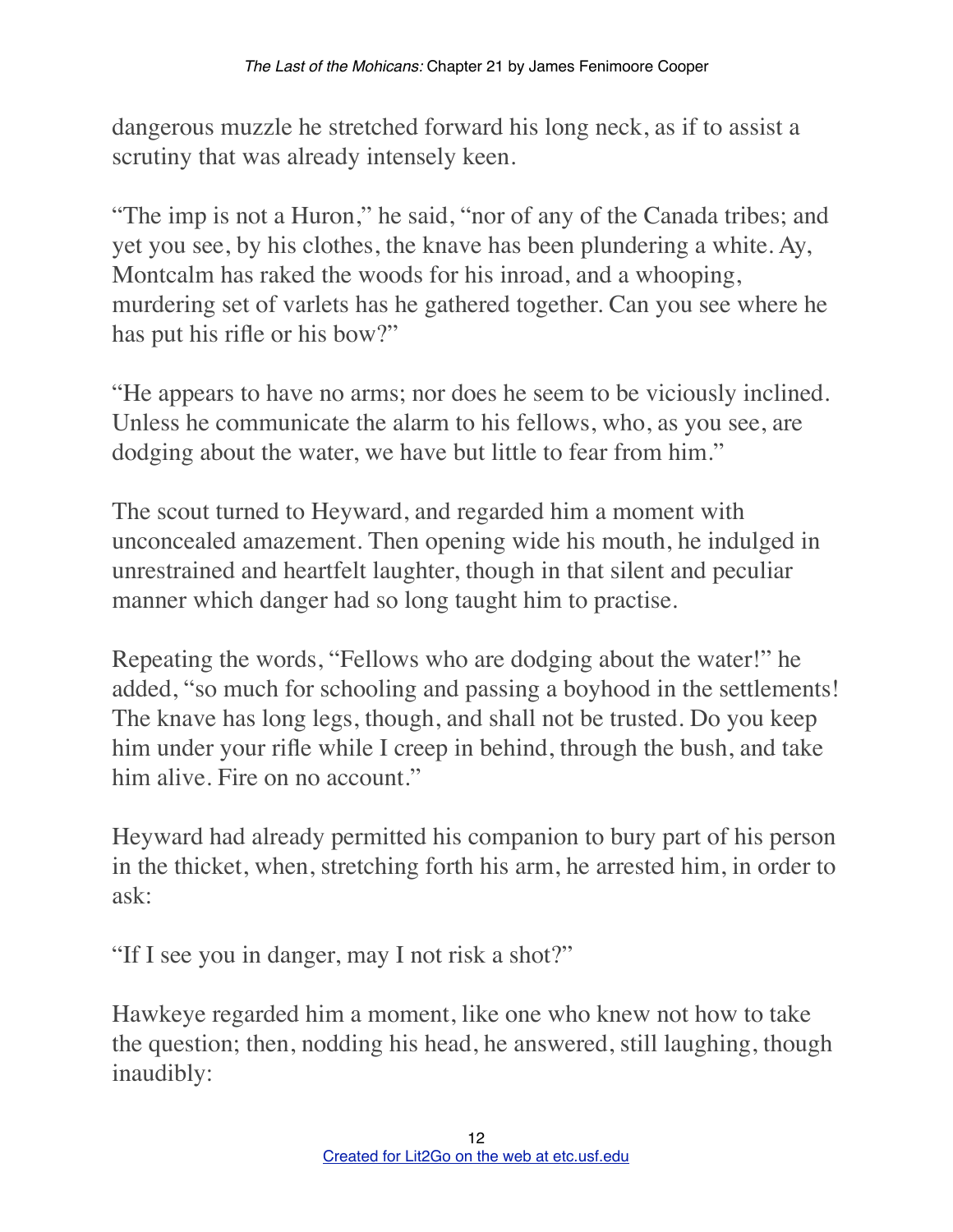dangerous muzzle he stretched forward his long neck, as if to assist a scrutiny that was already intensely keen.

"The imp is not a Huron," he said, "nor of any of the Canada tribes; and yet you see, by his clothes, the knave has been plundering a white. Ay, Montcalm has raked the woods for his inroad, and a whooping, murdering set of varlets has he gathered together. Can you see where he has put his rifle or his bow?"

"He appears to have no arms; nor does he seem to be viciously inclined. Unless he communicate the alarm to his fellows, who, as you see, are dodging about the water, we have but little to fear from him."

The scout turned to Heyward, and regarded him a moment with unconcealed amazement. Then opening wide his mouth, he indulged in unrestrained and heartfelt laughter, though in that silent and peculiar manner which danger had so long taught him to practise.

Repeating the words, "Fellows who are dodging about the water!" he added, "so much for schooling and passing a boyhood in the settlements! The knave has long legs, though, and shall not be trusted. Do you keep him under your rifle while I creep in behind, through the bush, and take him alive. Fire on no account."

Heyward had already permitted his companion to bury part of his person in the thicket, when, stretching forth his arm, he arrested him, in order to ask:

"If I see you in danger, may I not risk a shot?"

Hawkeye regarded him a moment, like one who knew not how to take the question; then, nodding his head, he answered, still laughing, though inaudibly: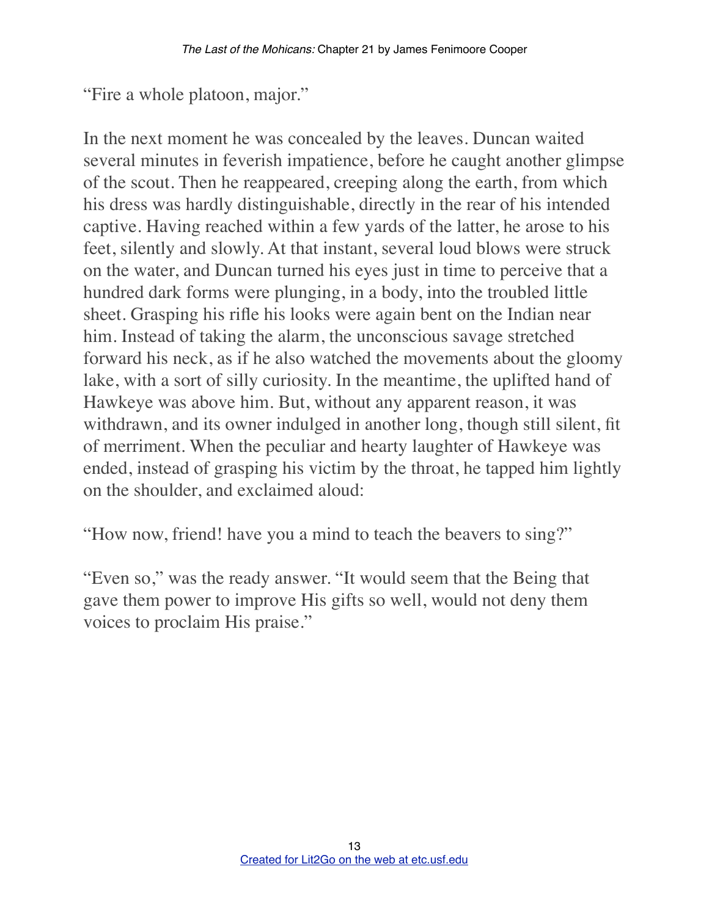“Fire a whole platoon, major.”

In the next moment he was concealed by the leaves. Duncan waited several minutes in feverish impatience, before he caught another glimpse of the scout. Then he reappeared, creeping along the earth, from which his dress was hardly distinguishable, directly in the rear of his intended captive. Having reached within a few yards of the latter, he arose to his feet, silently and slowly. At that instant, several loud blows were struck on the water, and Duncan turned his eyes just in time to perceive that a hundred dark forms were plunging, in a body, into the troubled little sheet. Grasping his rifle his looks were again bent on the Indian near him. Instead of taking the alarm, the unconscious savage stretched forward his neck, as if he also watched the movements about the gloomy lake, with a sort of silly curiosity. In the meantime, the uplifted hand of Hawkeye was above him. But, without any apparent reason, it was withdrawn, and its owner indulged in another long, though still silent, fit of merriment. When the peculiar and hearty laughter of Hawkeye was ended, instead of grasping his victim by the throat, he tapped him lightly on the shoulder, and exclaimed aloud:

“How now, friend! have you a mind to teach the beavers to sing?”

“Even so,” was the ready answer. “It would seem that the Being that gave them power to improve His gifts so well, would not deny them voices to proclaim His praise.”